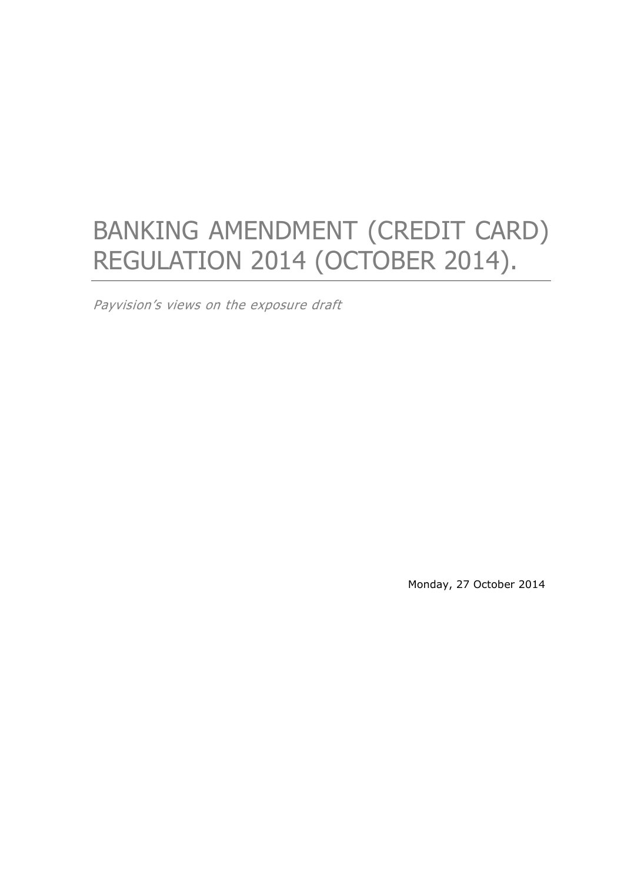# BANKING AMENDMENT (CREDIT CARD) REGULATION 2014 (OCTOBER 2014).

*Payvision's views on the exposure draft*

Monday, 27 October 2014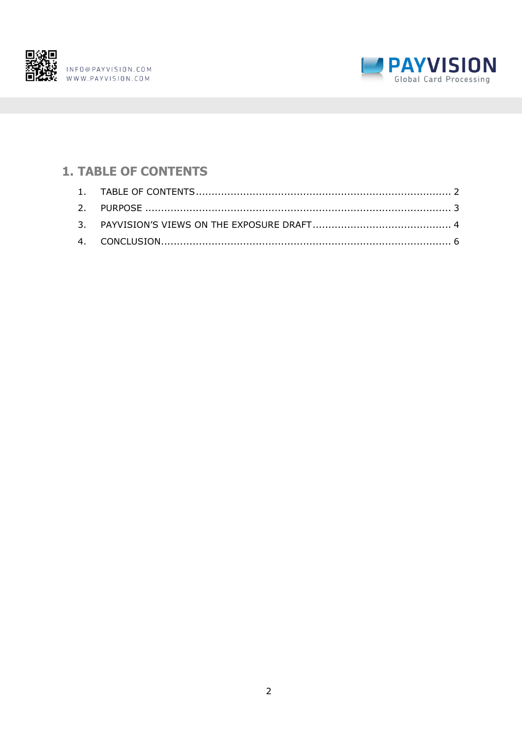# 1. TABLE OF CONTENTS

1. TABLE OF CONTENTS ............................................................................ 2
2. PURPOSE ............................................................................................ 3
3. PAYVISION'S VIEWS ON THE EXPOSURE DRAFT ........................................... 4
4. CONCLUSION ........................................................................................ 6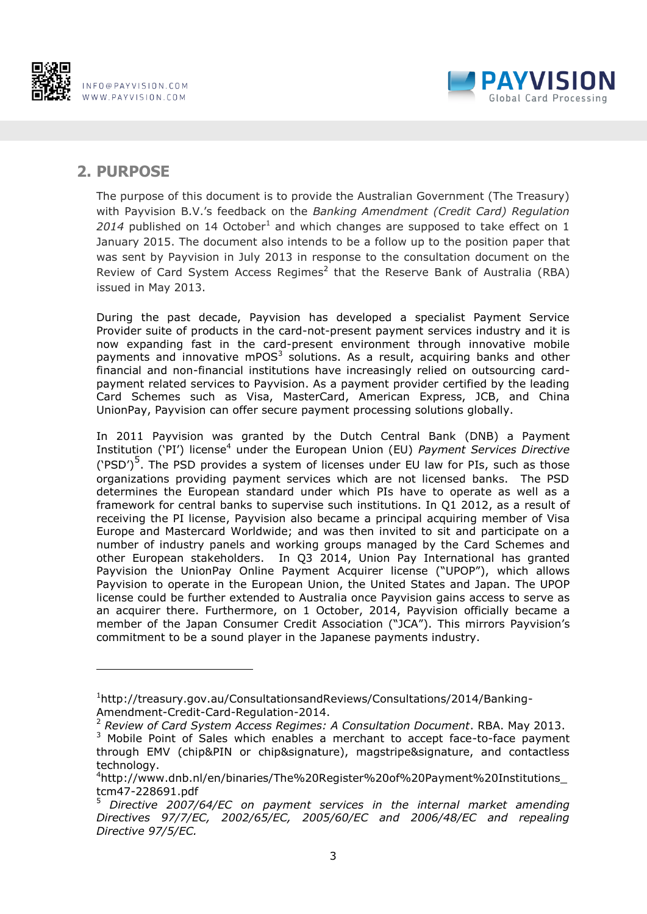## 2. PURPOSE

The purpose of this document is to provide the Australian Government (The Treasury) with Payvision B.V.'s feedback on the *Banking Amendment (Credit Card) Regulation 2014* published on 14 October[1] and which changes are supposed to take effect on 1 January 2015. The document also intends to be a follow up to the position paper that was sent by Payvision in July 2013 in response to the consultation document on the Review of Card System Access Regimes[2] that the Reserve Bank of Australia (RBA) issued in May 2013.

During the past decade, Payvision has developed a specialist Payment Service Provider suite of products in the card-not-present payment services industry and it is now expanding fast in the card-present environment through innovative mobile payments and innovative mPOS[3] solutions. As a result, acquiring banks and other financial and non-financial institutions have increasingly relied on outsourcing card-payment related services to Payvision. As a payment provider certified by the leading Card Schemes such as Visa, MasterCard, American Express, JCB, and China UnionPay, Payvision can offer secure payment processing solutions globally.

In 2011 Payvision was granted by the Dutch Central Bank (DNB) a Payment Institution ('PI') license[4] under the European Union (EU) *Payment Services Directive* ('PSD')[5]. The PSD provides a system of licenses under EU law for PIs, such as those organizations providing payment services which are not licensed banks. The PSD determines the European standard under which PIs have to operate as well as a framework for central banks to supervise such institutions. In Q1 2012, as a result of receiving the PI license, Payvision also became a principal acquiring member of Visa Europe and Mastercard Worldwide; and was then invited to sit and participate on a number of industry panels and working groups managed by the Card Schemes and other European stakeholders. In Q3 2014, Union Pay International has granted Payvision the UnionPay Online Payment Acquirer license ("UPOP"), which allows Payvision to operate in the European Union, the United States and Japan. The UPOP license could be further extended to Australia once Payvision gains access to serve as an acquirer there. Furthermore, on 1 October, 2014, Payvision officially became a member of the Japan Consumer Credit Association ("JCA"). This mirrors Payvision's commitment to be a sound player in the Japanese payments industry.

---

[1] http://treasury.gov.au/ConsultationsandReviews/Consultations/2014/Banking-Amendment-Credit-Card-Regulation-2014.

[2] *Review of Card System Access Regimes: A Consultation Document*. RBA. May 2013.

[3] Mobile Point of Sales which enables a merchant to accept face-to-face payment through EMV (chip&PIN or chip&signature), magstripe&signature, and contactless technology.

[4] http://www.dnb.nl/en/binaries/The%20Register%20of%20Payment%20Institutions_tcm47-228691.pdf

[5] *Directive 2007/64/EC on payment services in the internal market amending Directives 97/7/EC, 2002/65/EC, 2005/60/EC and 2006/48/EC and repealing Directive 97/5/EC.*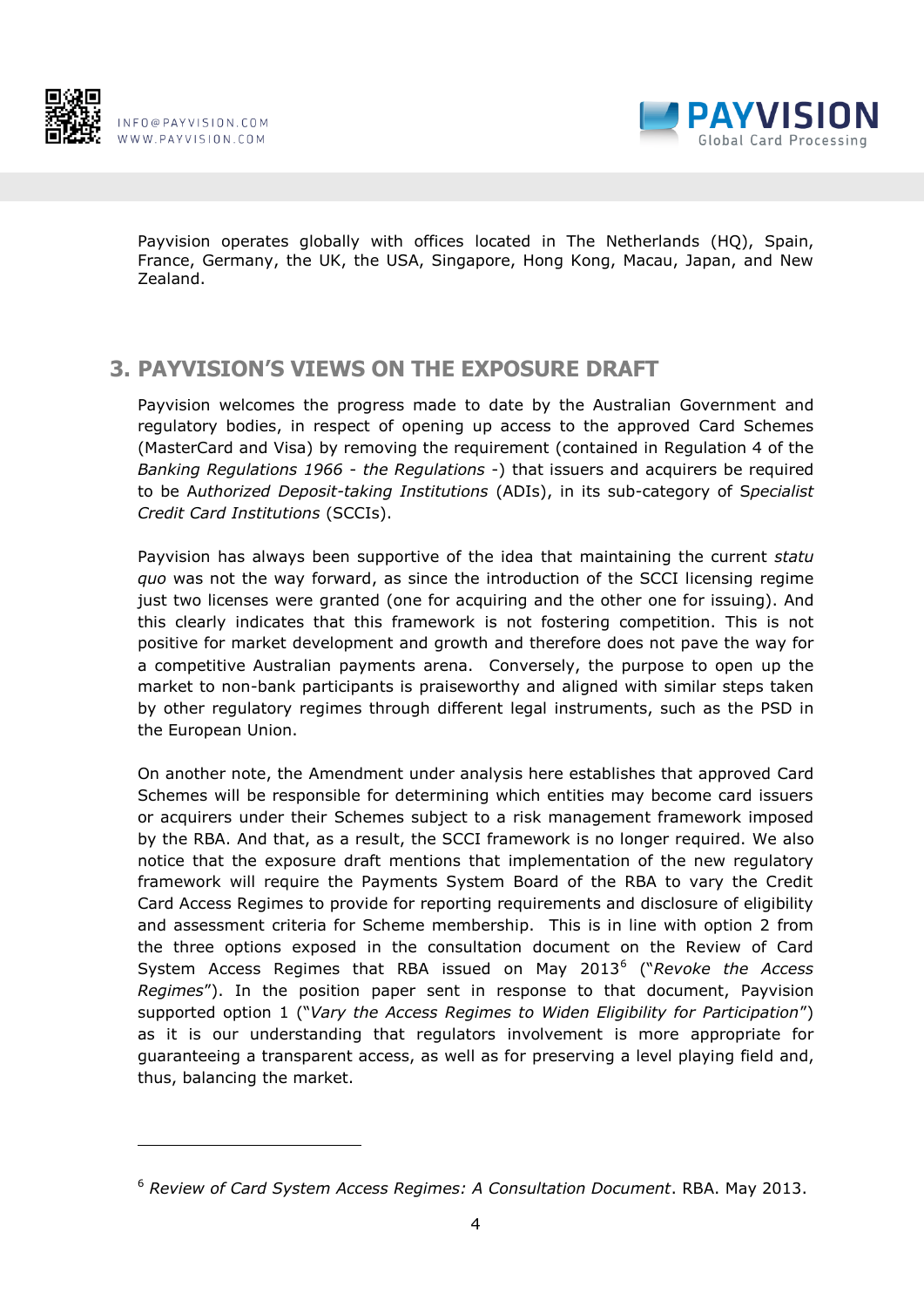Payvision operates globally with offices located in The Netherlands (HQ), Spain, France, Germany, the UK, the USA, Singapore, Hong Kong, Macau, Japan, and New Zealand.

## 3. PAYVISION'S VIEWS ON THE EXPOSURE DRAFT

Payvision welcomes the progress made to date by the Australian Government and regulatory bodies, in respect of opening up access to the approved Card Schemes (MasterCard and Visa) by removing the requirement (contained in Regulation 4 of the *Banking Regulations 1966 - the Regulations* -) that issuers and acquirers be required to be A*uthorized Deposit-taking Institutions* (ADIs), in its sub-category of S*pecialist Credit Card Institutions* (SCCIs).

Payvision has always been supportive of the idea that maintaining the current *statu quo* was not the way forward, as since the introduction of the SCCI licensing regime just two licenses were granted (one for acquiring and the other one for issuing). And this clearly indicates that this framework is not fostering competition. This is not positive for market development and growth and therefore does not pave the way for a competitive Australian payments arena. Conversely, the purpose to open up the market to non-bank participants is praiseworthy and aligned with similar steps taken by other regulatory regimes through different legal instruments, such as the PSD in the European Union.

On another note, the Amendment under analysis here establishes that approved Card Schemes will be responsible for determining which entities may become card issuers or acquirers under their Schemes subject to a risk management framework imposed by the RBA. And that, as a result, the SCCI framework is no longer required. We also notice that the exposure draft mentions that implementation of the new regulatory framework will require the Payments System Board of the RBA to vary the Credit Card Access Regimes to provide for reporting requirements and disclosure of eligibility and assessment criteria for Scheme membership. This is in line with option 2 from the three options exposed in the consultation document on the Review of Card System Access Regimes that RBA issued on May 2013[6] ("*Revoke the Access Regimes*"). In the position paper sent in response to that document, Payvision supported option 1 ("*Vary the Access Regimes to Widen Eligibility for Participation*") as it is our understanding that regulators involvement is more appropriate for guaranteeing a transparent access, as well as for preserving a level playing field and, thus, balancing the market.

[6] *Review of Card System Access Regimes: A Consultation Document*. RBA. May 2013.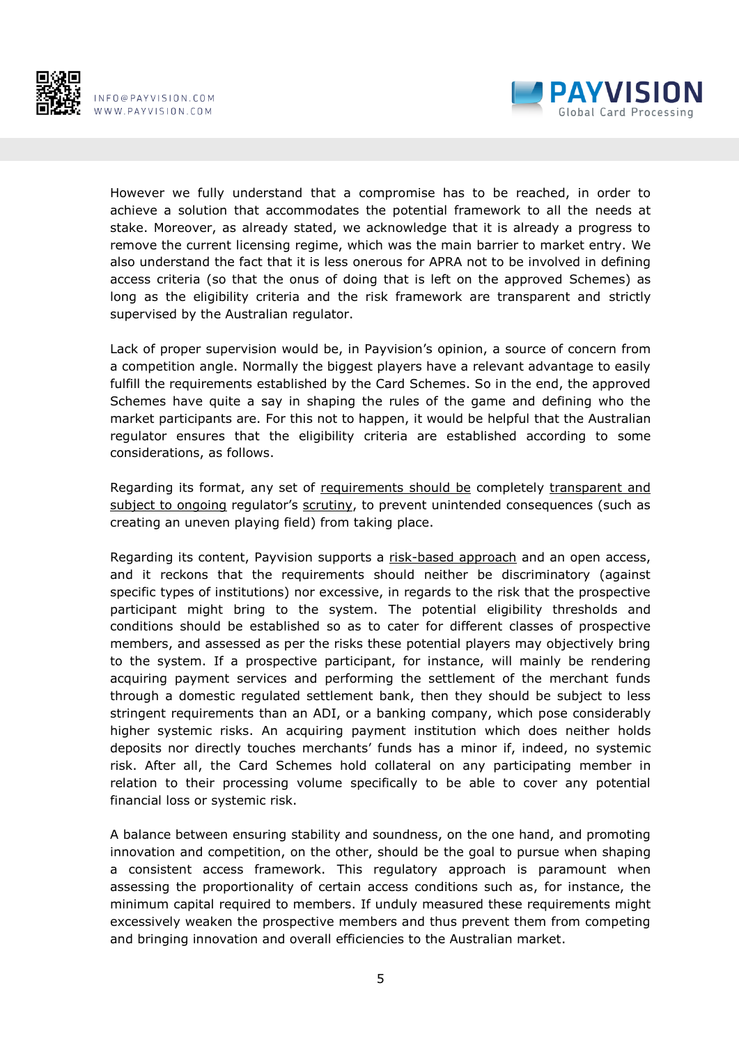However we fully understand that a compromise has to be reached, in order to achieve a solution that accommodates the potential framework to all the needs at stake. Moreover, as already stated, we acknowledge that it is already a progress to remove the current licensing regime, which was the main barrier to market entry. We also understand the fact that it is less onerous for APRA not to be involved in defining access criteria (so that the onus of doing that is left on the approved Schemes) as long as the eligibility criteria and the risk framework are transparent and strictly supervised by the Australian regulator.

Lack of proper supervision would be, in Payvision's opinion, a source of concern from a competition angle. Normally the biggest players have a relevant advantage to easily fulfill the requirements established by the Card Schemes. So in the end, the approved Schemes have quite a say in shaping the rules of the game and defining who the market participants are. For this not to happen, it would be helpful that the Australian regulator ensures that the eligibility criteria are established according to some considerations, as follows.

Regarding its format, any set of <u>requirements should be</u> completely <u>transparent and subject to ongoing</u> regulator's <u>scrutiny</u>, to prevent unintended consequences (such as creating an uneven playing field) from taking place.

Regarding its content, Payvision supports a <u>risk-based approach</u> and an open access, and it reckons that the requirements should neither be discriminatory (against specific types of institutions) nor excessive, in regards to the risk that the prospective participant might bring to the system. The potential eligibility thresholds and conditions should be established so as to cater for different classes of prospective members, and assessed as per the risks these potential players may objectively bring to the system. If a prospective participant, for instance, will mainly be rendering acquiring payment services and performing the settlement of the merchant funds through a domestic regulated settlement bank, then they should be subject to less stringent requirements than an ADI, or a banking company, which pose considerably higher systemic risks. An acquiring payment institution which does neither holds deposits nor directly touches merchants' funds has a minor if, indeed, no systemic risk. After all, the Card Schemes hold collateral on any participating member in relation to their processing volume specifically to be able to cover any potential financial loss or systemic risk.

A balance between ensuring stability and soundness, on the one hand, and promoting innovation and competition, on the other, should be the goal to pursue when shaping a consistent access framework. This regulatory approach is paramount when assessing the proportionality of certain access conditions such as, for instance, the minimum capital required to members. If unduly measured these requirements might excessively weaken the prospective members and thus prevent them from competing and bringing innovation and overall efficiencies to the Australian market.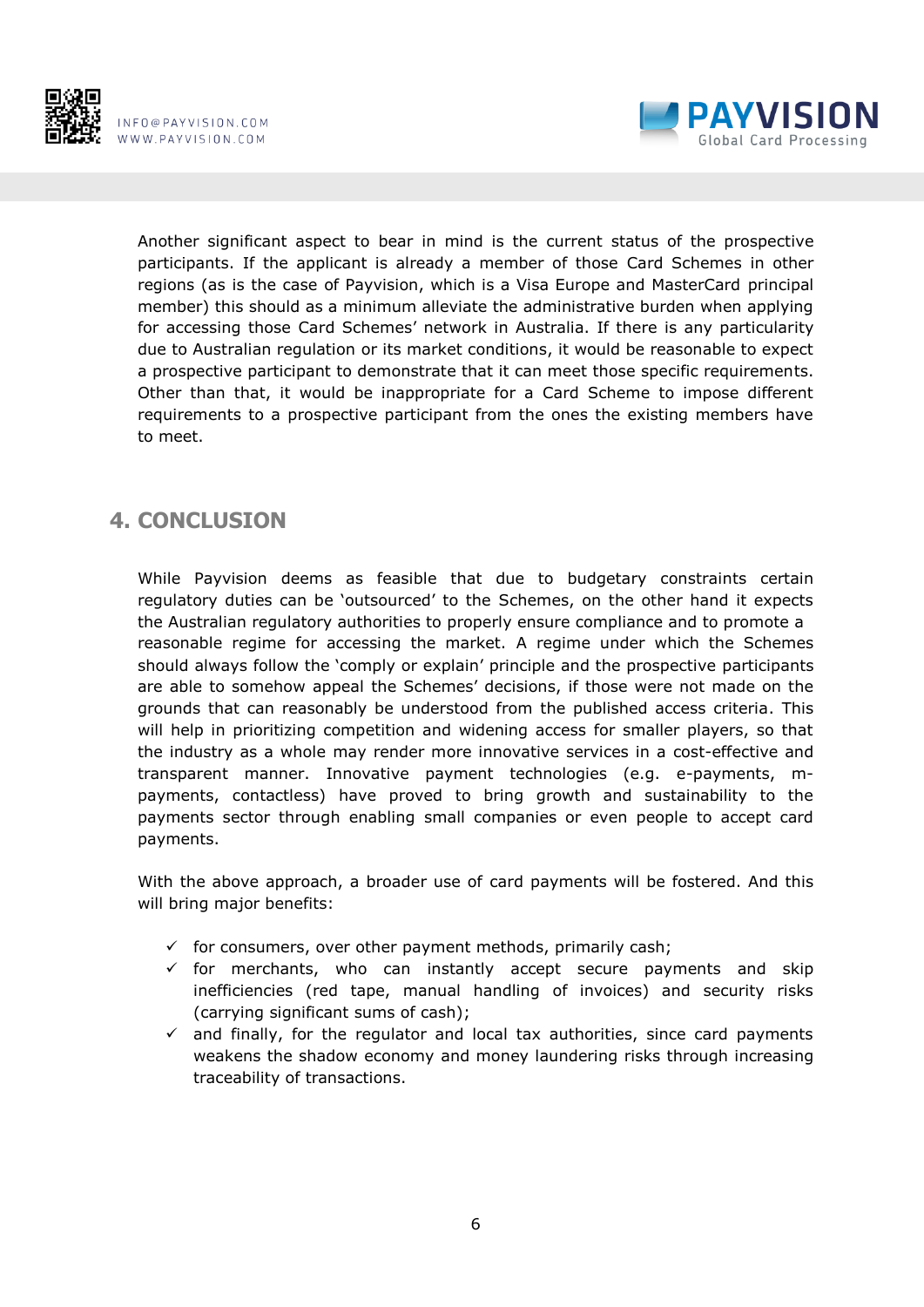Another significant aspect to bear in mind is the current status of the prospective participants. If the applicant is already a member of those Card Schemes in other regions (as is the case of Payvision, which is a Visa Europe and MasterCard principal member) this should as a minimum alleviate the administrative burden when applying for accessing those Card Schemes' network in Australia. If there is any particularity due to Australian regulation or its market conditions, it would be reasonable to expect a prospective participant to demonstrate that it can meet those specific requirements. Other than that, it would be inappropriate for a Card Scheme to impose different requirements to a prospective participant from the ones the existing members have to meet.

## 4. CONCLUSION

While Payvision deems as feasible that due to budgetary constraints certain regulatory duties can be 'outsourced' to the Schemes, on the other hand it expects the Australian regulatory authorities to properly ensure compliance and to promote a reasonable regime for accessing the market. A regime under which the Schemes should always follow the 'comply or explain' principle and the prospective participants are able to somehow appeal the Schemes' decisions, if those were not made on the grounds that can reasonably be understood from the published access criteria. This will help in prioritizing competition and widening access for smaller players, so that the industry as a whole may render more innovative services in a cost-effective and transparent manner. Innovative payment technologies (e.g. e-payments, m-payments, contactless) have proved to bring growth and sustainability to the payments sector through enabling small companies or even people to accept card payments.

With the above approach, a broader use of card payments will be fostered. And this will bring major benefits:

- ✓ for consumers, over other payment methods, primarily cash;
- ✓ for merchants, who can instantly accept secure payments and skip inefficiencies (red tape, manual handling of invoices) and security risks (carrying significant sums of cash);
- ✓ and finally, for the regulator and local tax authorities, since card payments weakens the shadow economy and money laundering risks through increasing traceability of transactions.